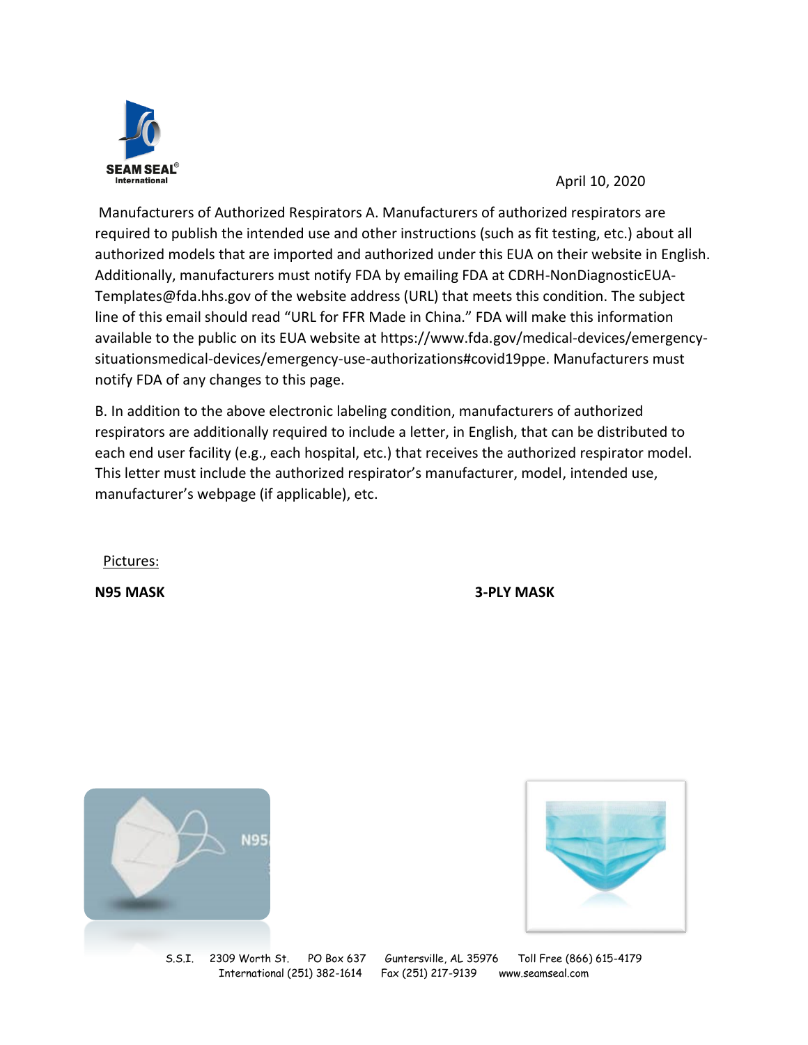SEAM SEAL® International

April 10, 2020

Manufacturers of Authorized Respirators A. Manufacturers of authorized respirators are required to publish the intended use and other instructions (such as fit testing, etc.) about all authorized models that are imported and authorized under this EUA on their website in English. Additionally, manufacturers must notify FDA by emailing FDA at CDRH-NonDiagnosticEUA-Templates@fda.hhs.gov of the website address (URL) that meets this condition. The subject line of this email should read "URL for FFR Made in China." FDA will make this information available to the public on its EUA website at https://www.fda.gov/medical-devices/emergency-situationsmedical-devices/emergency-use-authorizations#covid19ppe. Manufacturers must notify FDA of any changes to this page.

B. In addition to the above electronic labeling condition, manufacturers of authorized respirators are additionally required to include a letter, in English, that can be distributed to each end user facility (e.g., each hospital, etc.) that receives the authorized respirator model. This letter must include the authorized respirator's manufacturer, model, intended use, manufacturer's webpage (if applicable), etc.

Pictures:

**N95 MASK**

**3-PLY MASK**

S.S.I. 2309 Worth St. PO Box 637 Guntersville, AL 35976 Toll Free (866) 615-4179
International (251) 382-1614 Fax (251) 217-9139 www.seamseal.com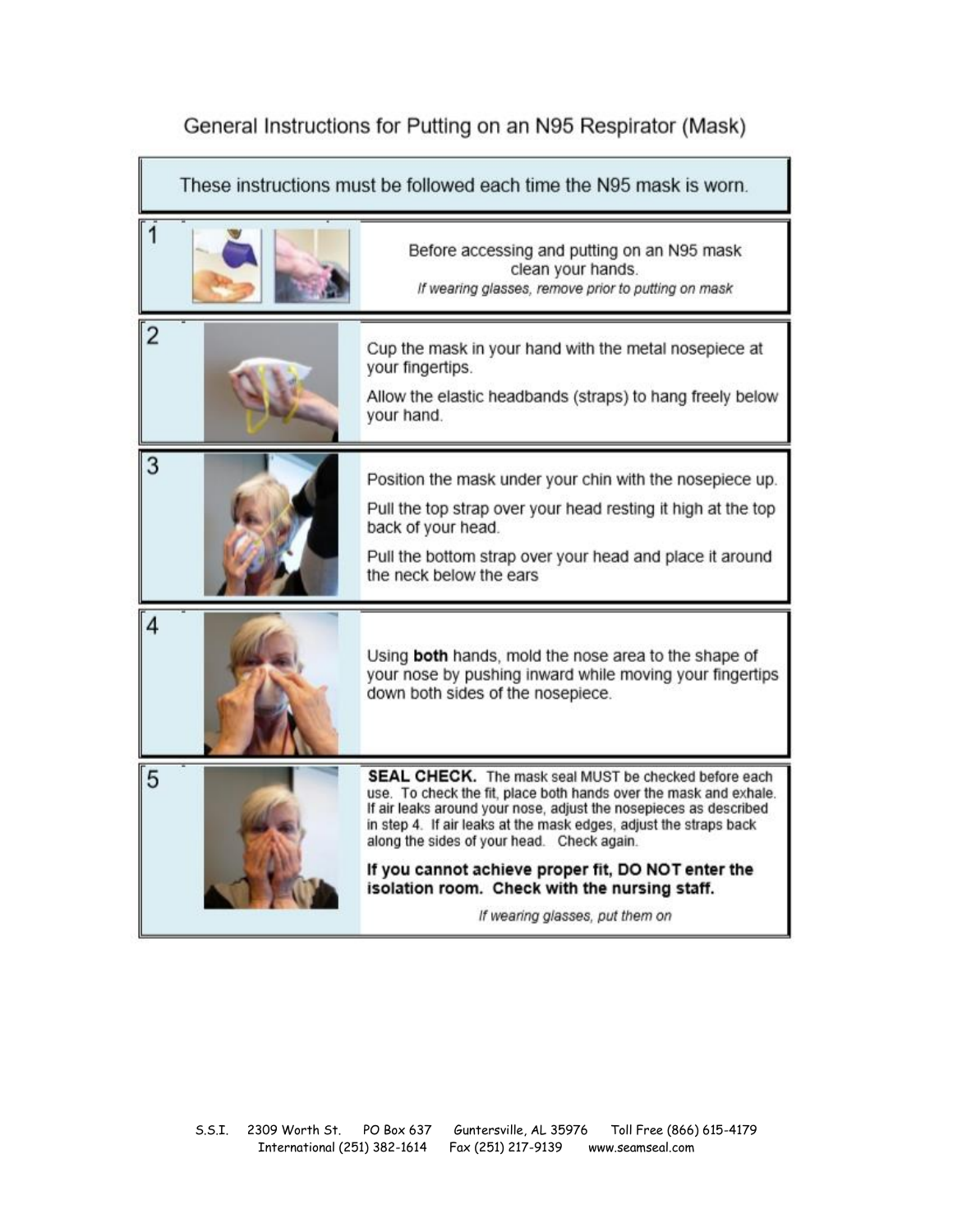# General Instructions for Putting on an N95 Respirator (Mask)

**These instructions must be followed each time the N95 mask is worn.**

**1**

Before accessing and putting on an N95 mask clean your hands.

*If wearing glasses, remove prior to putting on mask*

**2**

Cup the mask in your hand with the metal nosepiece at your fingertips.

Allow the elastic headbands (straps) to hang freely below your hand.

**3**

Position the mask under your chin with the nosepiece up.

Pull the top strap over your head resting it high at the top back of your head.

Pull the bottom strap over your head and place it around the neck below the ears

**4**

Using **both** hands, mold the nose area to the shape of your nose by pushing inward while moving your fingertips down both sides of the nosepiece.

**5**

**SEAL CHECK.** The mask seal MUST be checked before each use. To check the fit, place both hands over the mask and exhale. If air leaks around your nose, adjust the nosepieces as described in step 4. If air leaks at the mask edges, adjust the straps back along the sides of your head. Check again.

**If you cannot achieve proper fit, DO NOT enter the isolation room. Check with the nursing staff.**

*If wearing glasses, put them on*

S.S.I. 2309 Worth St. PO Box 637 Guntersville, AL 35976 Toll Free (866) 615-4179
International (251) 382-1614 Fax (251) 217-9139 www.seamseal.com